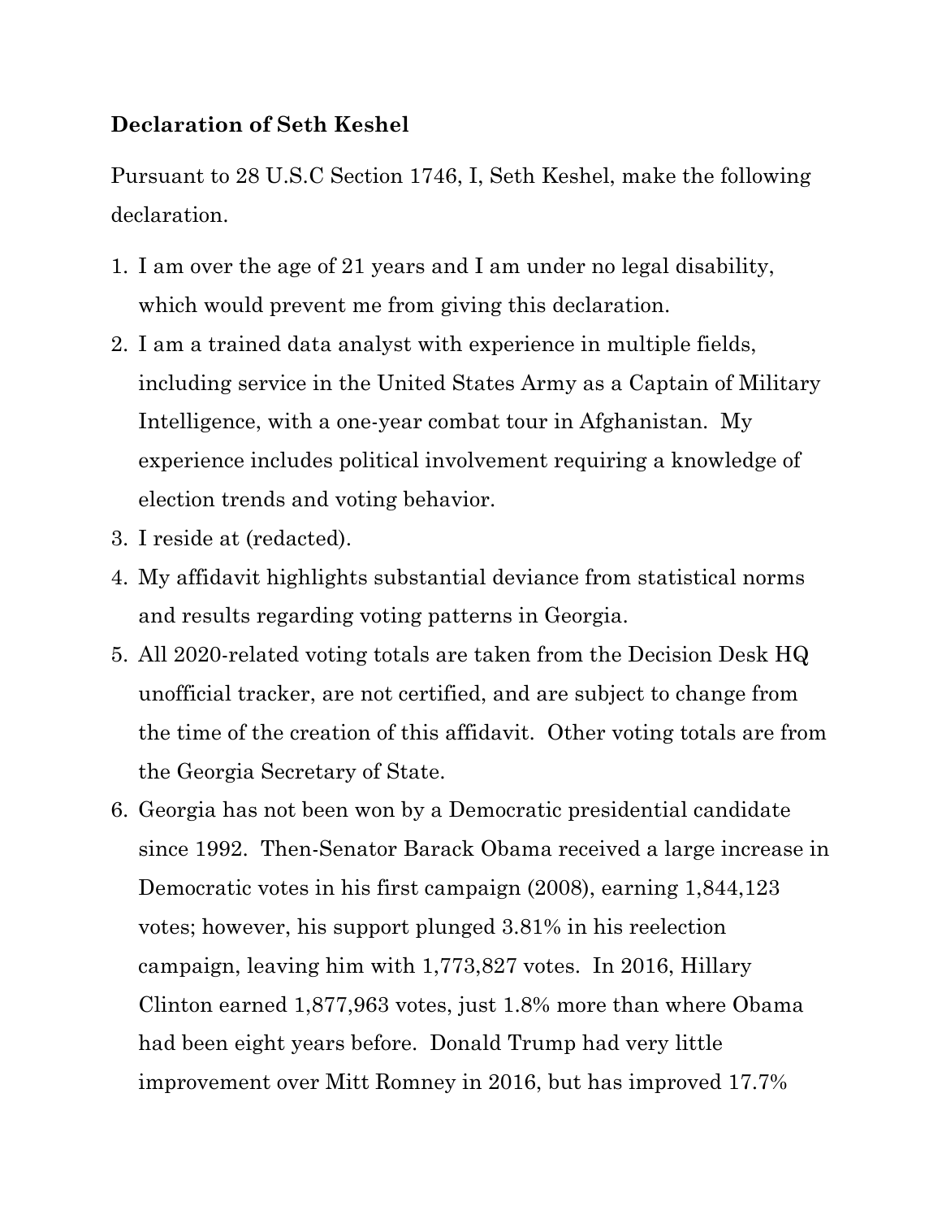**Declaration of Seth Keshel**

Pursuant to 28 U.S.C Section 1746, I, Seth Keshel, make the following declaration.

1. I am over the age of 21 years and I am under no legal disability, which would prevent me from giving this declaration.
2. I am a trained data analyst with experience in multiple fields, including service in the United States Army as a Captain of Military Intelligence, with a one-year combat tour in Afghanistan. My experience includes political involvement requiring a knowledge of election trends and voting behavior.
3. I reside at (redacted).
4. My affidavit highlights substantial deviance from statistical norms and results regarding voting patterns in Georgia.
5. All 2020-related voting totals are taken from the Decision Desk HQ unofficial tracker, are not certified, and are subject to change from the time of the creation of this affidavit. Other voting totals are from the Georgia Secretary of State.
6. Georgia has not been won by a Democratic presidential candidate since 1992. Then-Senator Barack Obama received a large increase in Democratic votes in his first campaign (2008), earning 1,844,123 votes; however, his support plunged 3.81% in his reelection campaign, leaving him with 1,773,827 votes. In 2016, Hillary Clinton earned 1,877,963 votes, just 1.8% more than where Obama had been eight years before. Donald Trump had very little improvement over Mitt Romney in 2016, but has improved 17.7%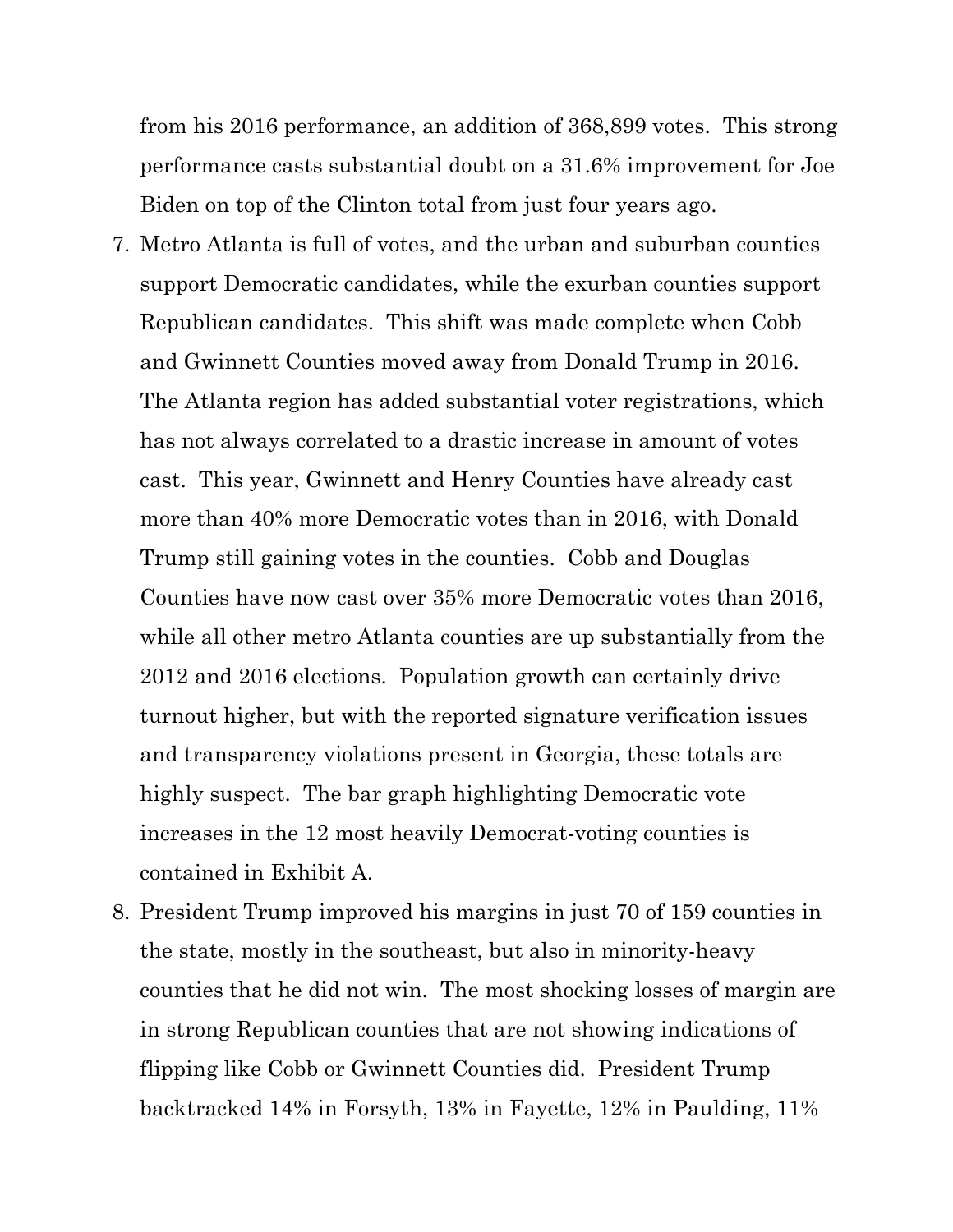from his 2016 performance, an addition of 368,899 votes. This strong performance casts substantial doubt on a 31.6% improvement for Joe Biden on top of the Clinton total from just four years ago.

7. Metro Atlanta is full of votes, and the urban and suburban counties support Democratic candidates, while the exurban counties support Republican candidates. This shift was made complete when Cobb and Gwinnett Counties moved away from Donald Trump in 2016. The Atlanta region has added substantial voter registrations, which has not always correlated to a drastic increase in amount of votes cast. This year, Gwinnett and Henry Counties have already cast more than 40% more Democratic votes than in 2016, with Donald Trump still gaining votes in the counties. Cobb and Douglas Counties have now cast over 35% more Democratic votes than 2016, while all other metro Atlanta counties are up substantially from the 2012 and 2016 elections. Population growth can certainly drive turnout higher, but with the reported signature verification issues and transparency violations present in Georgia, these totals are highly suspect. The bar graph highlighting Democratic vote increases in the 12 most heavily Democrat-voting counties is contained in Exhibit A.
8. President Trump improved his margins in just 70 of 159 counties in the state, mostly in the southeast, but also in minority-heavy counties that he did not win. The most shocking losses of margin are in strong Republican counties that are not showing indications of flipping like Cobb or Gwinnett Counties did. President Trump backtracked 14% in Forsyth, 13% in Fayette, 12% in Paulding, 11%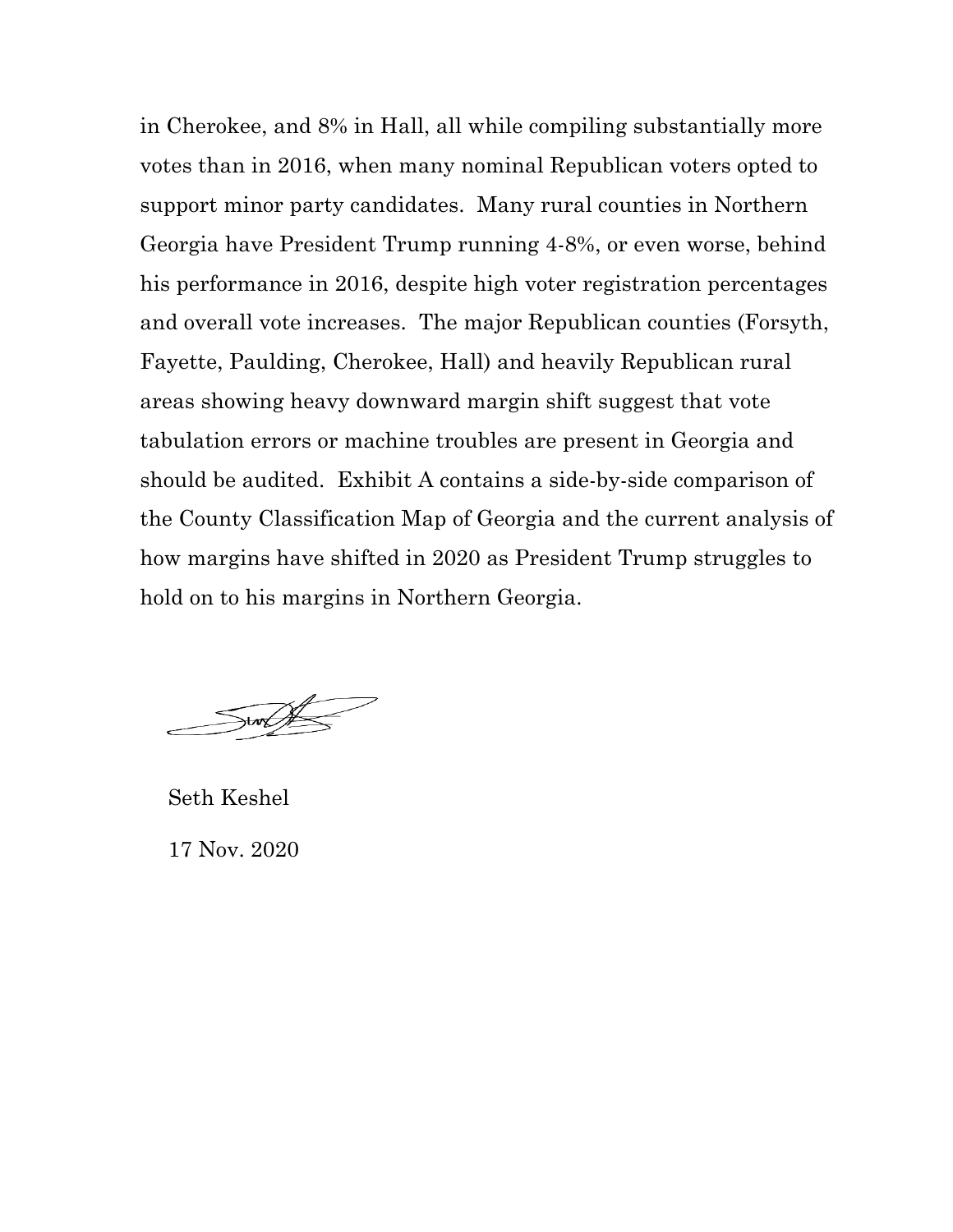in Cherokee, and 8% in Hall, all while compiling substantially more votes than in 2016, when many nominal Republican voters opted to support minor party candidates. Many rural counties in Northern Georgia have President Trump running 4-8%, or even worse, behind his performance in 2016, despite high voter registration percentages and overall vote increases. The major Republican counties (Forsyth, Fayette, Paulding, Cherokee, Hall) and heavily Republican rural areas showing heavy downward margin shift suggest that vote tabulation errors or machine troubles are present in Georgia and should be audited. Exhibit A contains a side-by-side comparison of the County Classification Map of Georgia and the current analysis of how margins have shifted in 2020 as President Trump struggles to hold on to his margins in Northern Georgia.

Seth Keshel

17 Nov. 2020